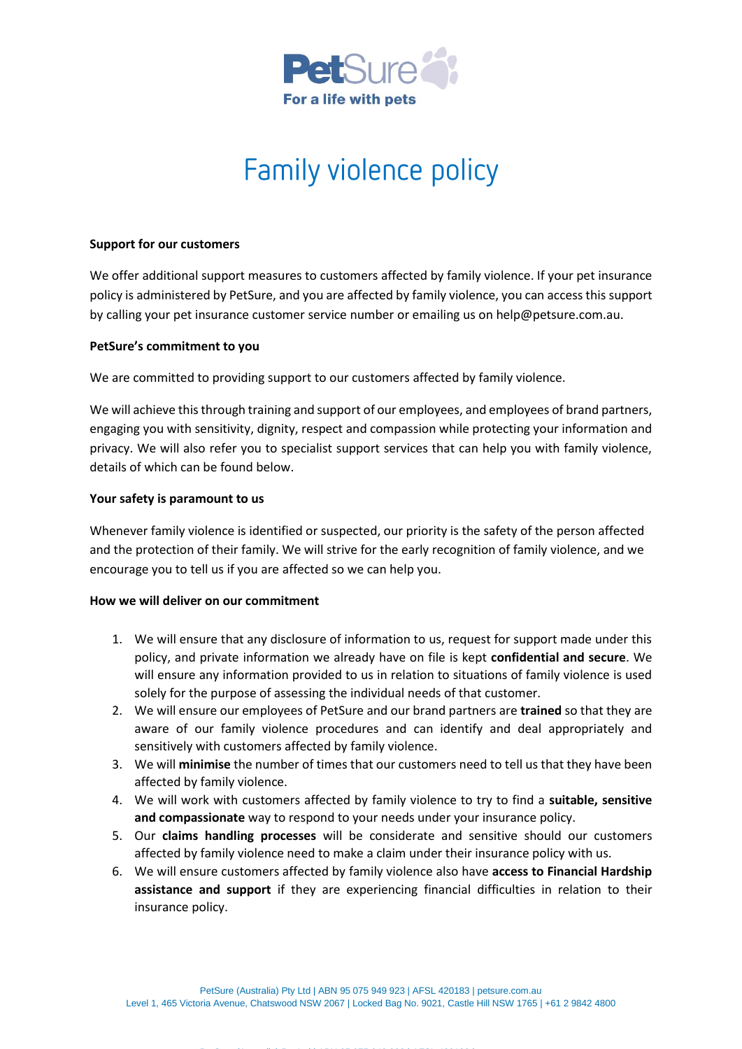PetSure

For a life with pets

# Family violence policy

**Support for our customers**

We offer additional support measures to customers affected by family violence. If your pet insurance policy is administered by PetSure, and you are affected by family violence, you can access this support by calling your pet insurance customer service number or emailing us on help@petsure.com.au.

**PetSure's commitment to you**

We are committed to providing support to our customers affected by family violence.

We will achieve this through training and support of our employees, and employees of brand partners, engaging you with sensitivity, dignity, respect and compassion while protecting your information and privacy. We will also refer you to specialist support services that can help you with family violence, details of which can be found below.

**Your safety is paramount to us**

Whenever family violence is identified or suspected, our priority is the safety of the person affected and the protection of their family. We will strive for the early recognition of family violence, and we encourage you to tell us if you are affected so we can help you.

**How we will deliver on our commitment**

1. We will ensure that any disclosure of information to us, request for support made under this policy, and private information we already have on file is kept **confidential and secure**. We will ensure any information provided to us in relation to situations of family violence is used solely for the purpose of assessing the individual needs of that customer.
2. We will ensure our employees of PetSure and our brand partners are **trained** so that they are aware of our family violence procedures and can identify and deal appropriately and sensitively with customers affected by family violence.
3. We will **minimise** the number of times that our customers need to tell us that they have been affected by family violence.
4. We will work with customers affected by family violence to try to find a **suitable, sensitive and compassionate** way to respond to your needs under your insurance policy.
5. Our **claims handling processes** will be considerate and sensitive should our customers affected by family violence need to make a claim under their insurance policy with us.
6. We will ensure customers affected by family violence also have **access to Financial Hardship assistance and support** if they are experiencing financial difficulties in relation to their insurance policy.

PetSure (Australia) Pty Ltd | ABN 95 075 949 923 | AFSL 420183 | petsure.com.au
Level 1, 465 Victoria Avenue, Chatswood NSW 2067 | Locked Bag No. 9021, Castle Hill NSW 1765 | +61 2 9842 4800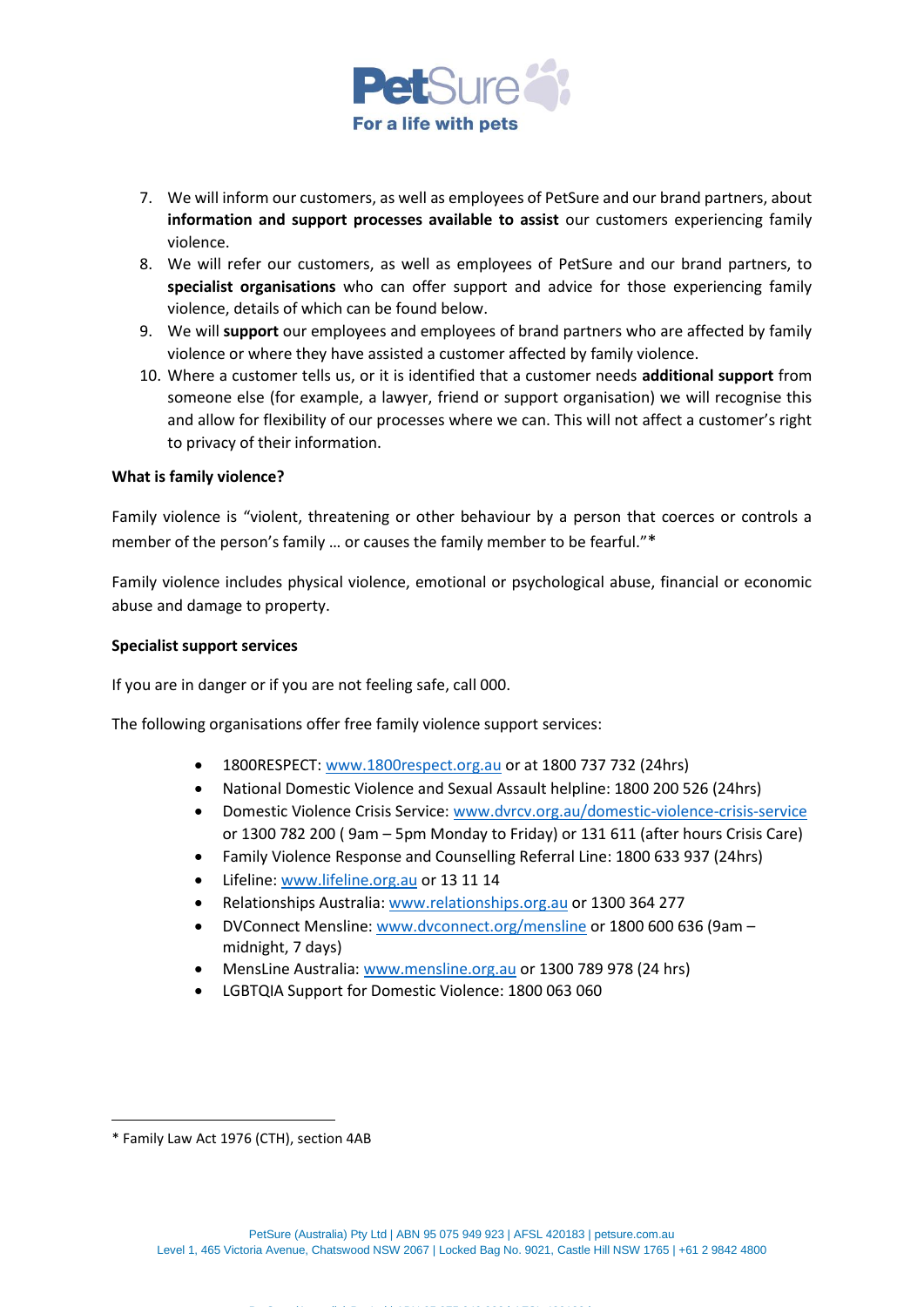7. We will inform our customers, as well as employees of PetSure and our brand partners, about **information and support processes available to assist** our customers experiencing family violence.
8. We will refer our customers, as well as employees of PetSure and our brand partners, to **specialist organisations** who can offer support and advice for those experiencing family violence, details of which can be found below.
9. We will **support** our employees and employees of brand partners who are affected by family violence or where they have assisted a customer affected by family violence.
10. Where a customer tells us, or it is identified that a customer needs **additional support** from someone else (for example, a lawyer, friend or support organisation) we will recognise this and allow for flexibility of our processes where we can. This will not affect a customer's right to privacy of their information.

**What is family violence?**

Family violence is "violent, threatening or other behaviour by a person that coerces or controls a member of the person's family … or causes the family member to be fearful."*

Family violence includes physical violence, emotional or psychological abuse, financial or economic abuse and damage to property.

**Specialist support services**

If you are in danger or if you are not feeling safe, call 000.

The following organisations offer free family violence support services:

- 1800RESPECT: www.1800respect.org.au or at 1800 737 732 (24hrs)
- National Domestic Violence and Sexual Assault helpline: 1800 200 526 (24hrs)
- Domestic Violence Crisis Service: www.dvrcv.org.au/domestic-violence-crisis-service or 1300 782 200 ( 9am – 5pm Monday to Friday) or 131 611 (after hours Crisis Care)
- Family Violence Response and Counselling Referral Line: 1800 633 937 (24hrs)
- Lifeline: www.lifeline.org.au or 13 11 14
- Relationships Australia: www.relationships.org.au or 1300 364 277
- DVConnect Mensline: www.dvconnect.org/mensline or 1800 600 636 (9am – midnight, 7 days)
- MensLine Australia: www.mensline.org.au or 1300 789 978 (24 hrs)
- LGBTQIA Support for Domestic Violence: 1800 063 060

* Family Law Act 1976 (CTH), section 4AB